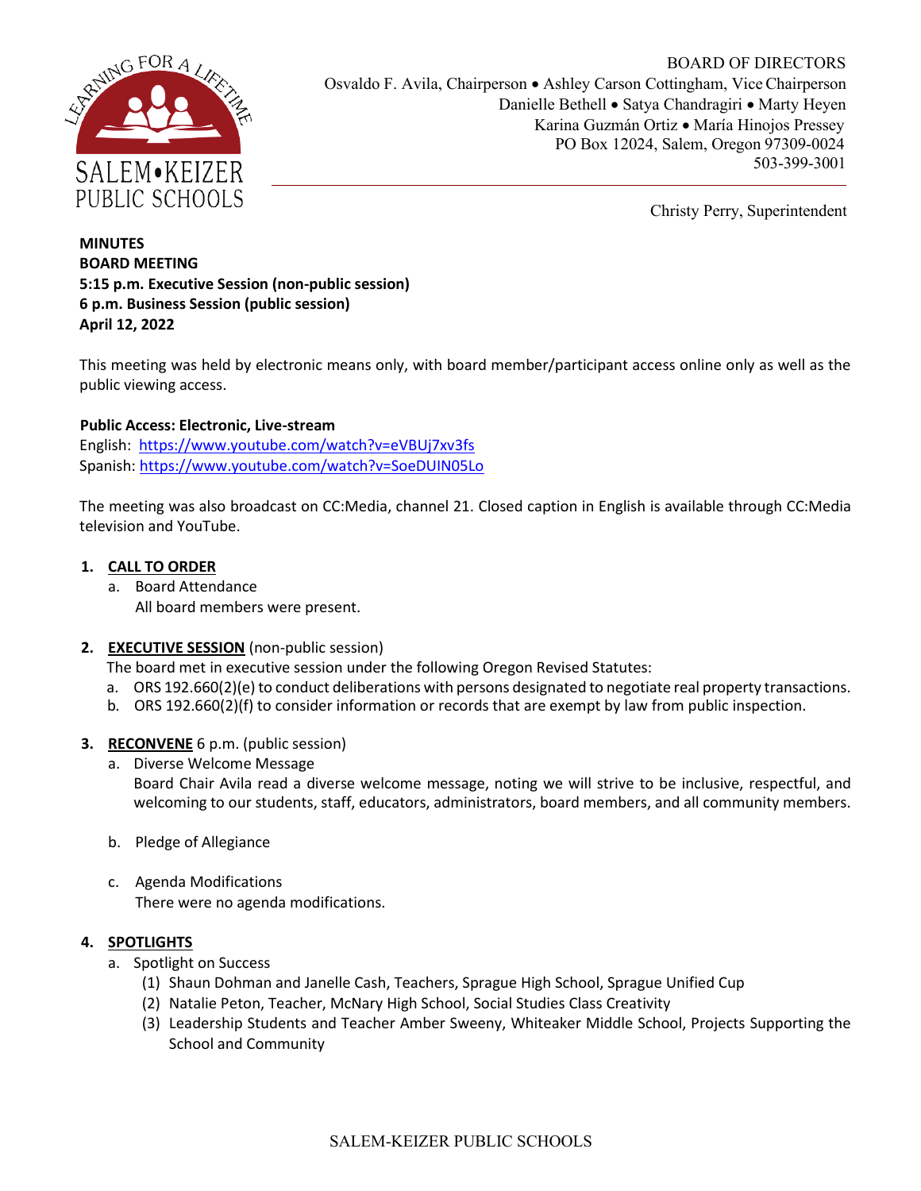SALEM•KEIZER PUBLIC SCHOOLS

LEARNING FOR A LIFETIME

BOARD OF DIRECTORS
Osvaldo F. Avila, Chairperson • Ashley Carson Cottingham, Vice Chairperson
Danielle Bethell • Satya Chandragiri • Marty Heyen
Karina Guzmán Ortiz • María Hinojos Pressey
PO Box 12024, Salem, Oregon 97309-0024
503-399-3001

Christy Perry, Superintendent

**MINUTES**
**BOARD MEETING**
**5:15 p.m. Executive Session (non-public session)**
**6 p.m. Business Session (public session)**
**April 12, 2022**

This meeting was held by electronic means only, with board member/participant access online only as well as the public viewing access.

**Public Access: Electronic, Live-stream**
English: https://www.youtube.com/watch?v=eVBUj7xv3fs
Spanish: https://www.youtube.com/watch?v=SoeDUIN05Lo

The meeting was also broadcast on CC:Media, channel 21. Closed caption in English is available through CC:Media television and YouTube.

1. **CALL TO ORDER**
   a. Board Attendance
      All board members were present.

2. **EXECUTIVE SESSION** (non-public session)
   The board met in executive session under the following Oregon Revised Statutes:
   a. ORS 192.660(2)(e) to conduct deliberations with persons designated to negotiate real property transactions.
   b. ORS 192.660(2)(f) to consider information or records that are exempt by law from public inspection.

3. **RECONVENE** 6 p.m. (public session)
   a. Diverse Welcome Message
      Board Chair Avila read a diverse welcome message, noting we will strive to be inclusive, respectful, and welcoming to our students, staff, educators, administrators, board members, and all community members.

   b. Pledge of Allegiance

   c. Agenda Modifications
      There were no agenda modifications.

4. **SPOTLIGHTS**
   a. Spotlight on Success
      (1) Shaun Dohman and Janelle Cash, Teachers, Sprague High School, Sprague Unified Cup
      (2) Natalie Peton, Teacher, McNary High School, Social Studies Class Creativity
      (3) Leadership Students and Teacher Amber Sweeny, Whiteaker Middle School, Projects Supporting the School and Community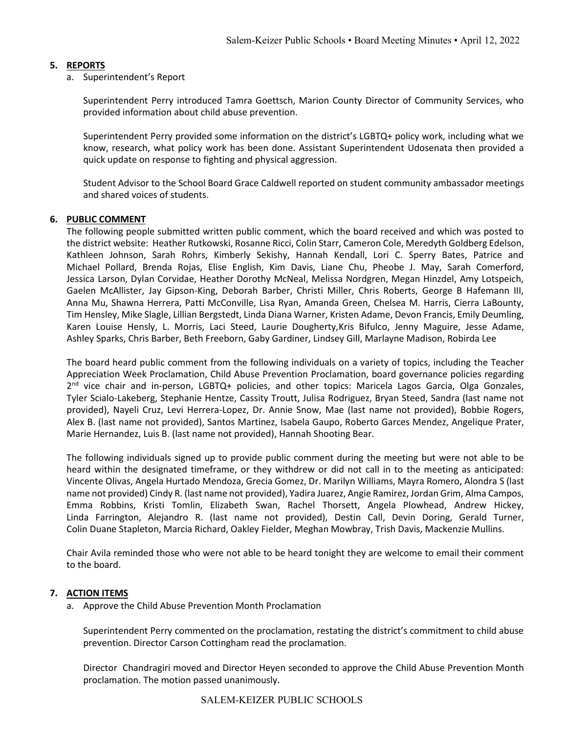## 5. REPORTS

a. Superintendent's Report

Superintendent Perry introduced Tamra Goettsch, Marion County Director of Community Services, who provided information about child abuse prevention.

Superintendent Perry provided some information on the district's LGBTQ+ policy work, including what we know, research, what policy work has been done. Assistant Superintendent Udosenata then provided a quick update on response to fighting and physical aggression.

Student Advisor to the School Board Grace Caldwell reported on student community ambassador meetings and shared voices of students.

## 6. PUBLIC COMMENT

The following people submitted written public comment, which the board received and which was posted to the district website: Heather Rutkowski, Rosanne Ricci, Colin Starr, Cameron Cole, Meredyth Goldberg Edelson, Kathleen Johnson, Sarah Rohrs, Kimberly Sekishy, Hannah Kendall, Lori C. Sperry Bates, Patrice and Michael Pollard, Brenda Rojas, Elise English, Kim Davis, Liane Chu, Pheobe J. May, Sarah Comerford, Jessica Larson, Dylan Corvidae, Heather Dorothy McNeal, Melissa Nordgren, Megan Hinzdel, Amy Lotspeich, Gaelen McAllister, Jay Gipson-King, Deborah Barber, Christi Miller, Chris Roberts, George B Hafemann III, Anna Mu, Shawna Herrera, Patti McConville, Lisa Ryan, Amanda Green, Chelsea M. Harris, Cierra LaBounty, Tim Hensley, Mike Slagle, Lillian Bergstedt, Linda Diana Warner, Kristen Adame, Devon Francis, Emily Deumling, Karen Louise Hensly, L. Morris, Laci Steed, Laurie Dougherty,Kris Bifulco, Jenny Maguire, Jesse Adame, Ashley Sparks, Chris Barber, Beth Freeborn, Gaby Gardiner, Lindsey Gill, Marlayne Madison, Robirda Lee

The board heard public comment from the following individuals on a variety of topics, including the Teacher Appreciation Week Proclamation, Child Abuse Prevention Proclamation, board governance policies regarding 2nd vice chair and in-person, LGBTQ+ policies, and other topics: Maricela Lagos Garcia, Olga Gonzales, Tyler Scialo-Lakeberg, Stephanie Hentze, Cassity Troutt, Julisa Rodriguez, Bryan Steed, Sandra (last name not provided), Nayeli Cruz, Levi Herrera-Lopez, Dr. Annie Snow, Mae (last name not provided), Bobbie Rogers, Alex B. (last name not provided), Santos Martinez, Isabela Gaupo, Roberto Garces Mendez, Angelique Prater, Marie Hernandez, Luis B. (last name not provided), Hannah Shooting Bear.

The following individuals signed up to provide public comment during the meeting but were not able to be heard within the designated timeframe, or they withdrew or did not call in to the meeting as anticipated: Vincente Olivas, Angela Hurtado Mendoza, Grecia Gomez, Dr. Marilyn Williams, Mayra Romero, Alondra S (last name not provided) Cindy R. (last name not provided), Yadira Juarez, Angie Ramirez, Jordan Grim, Alma Campos, Emma Robbins, Kristi Tomlin, Elizabeth Swan, Rachel Thorsett, Angela Plowhead, Andrew Hickey, Linda Farrington, Alejandro R. (last name not provided), Destin Call, Devin Doring, Gerald Turner, Colin Duane Stapleton, Marcia Richard, Oakley Fielder, Meghan Mowbray, Trish Davis, Mackenzie Mullins.

Chair Avila reminded those who were not able to be heard tonight they are welcome to email their comment to the board.

## 7. ACTION ITEMS

a. Approve the Child Abuse Prevention Month Proclamation

Superintendent Perry commented on the proclamation, restating the district's commitment to child abuse prevention. Director Carson Cottingham read the proclamation.

Director Chandragiri moved and Director Heyen seconded to approve the Child Abuse Prevention Month proclamation. The motion passed unanimously.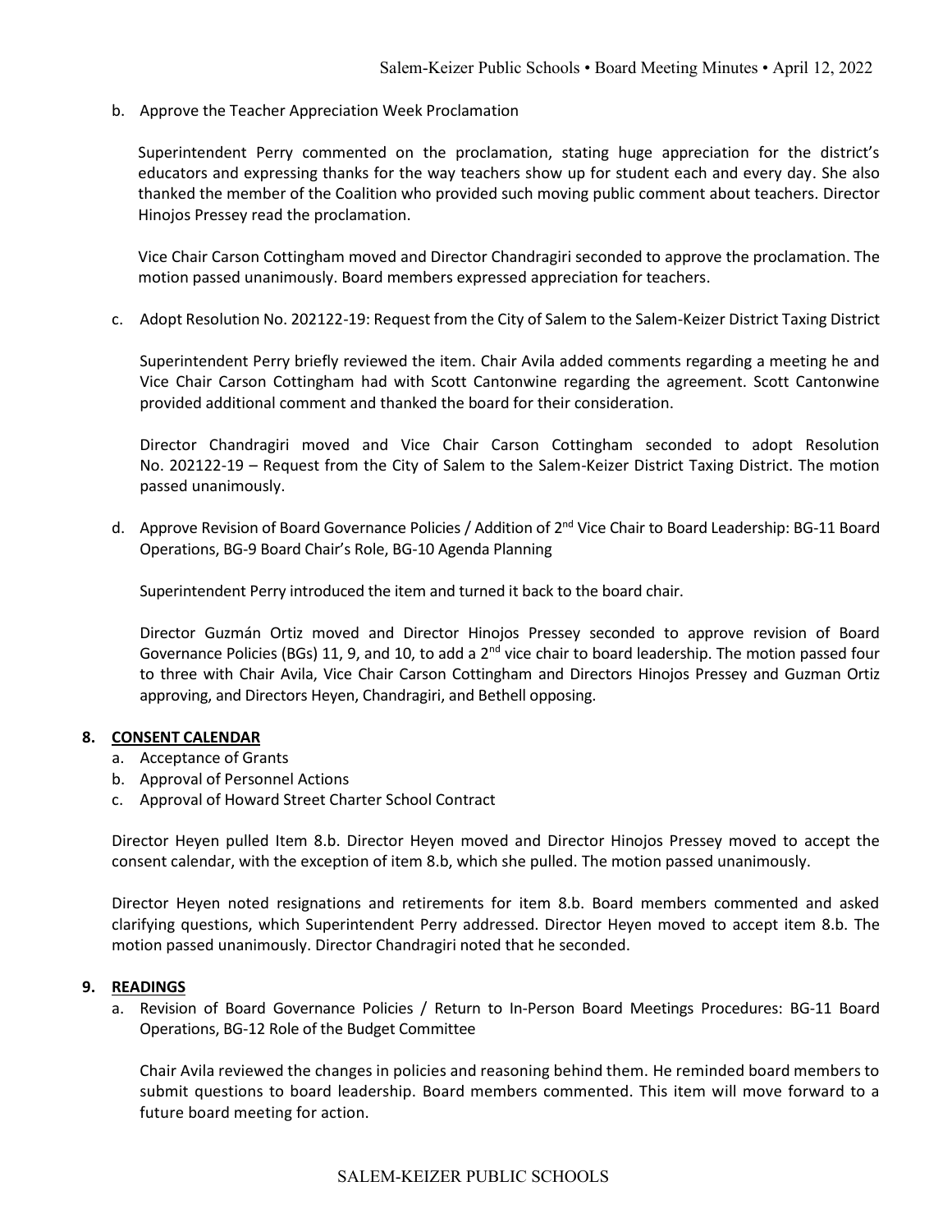b. Approve the Teacher Appreciation Week Proclamation

Superintendent Perry commented on the proclamation, stating huge appreciation for the district's educators and expressing thanks for the way teachers show up for student each and every day. She also thanked the member of the Coalition who provided such moving public comment about teachers. Director Hinojos Pressey read the proclamation.

Vice Chair Carson Cottingham moved and Director Chandragiri seconded to approve the proclamation. The motion passed unanimously. Board members expressed appreciation for teachers.

c. Adopt Resolution No. 202122-19: Request from the City of Salem to the Salem-Keizer District Taxing District

Superintendent Perry briefly reviewed the item. Chair Avila added comments regarding a meeting he and Vice Chair Carson Cottingham had with Scott Cantonwine regarding the agreement. Scott Cantonwine provided additional comment and thanked the board for their consideration.

Director Chandragiri moved and Vice Chair Carson Cottingham seconded to adopt Resolution No. 202122-19 – Request from the City of Salem to the Salem-Keizer District Taxing District. The motion passed unanimously.

d. Approve Revision of Board Governance Policies / Addition of 2nd Vice Chair to Board Leadership: BG-11 Board Operations, BG-9 Board Chair's Role, BG-10 Agenda Planning

Superintendent Perry introduced the item and turned it back to the board chair.

Director Guzmán Ortiz moved and Director Hinojos Pressey seconded to approve revision of Board Governance Policies (BGs) 11, 9, and 10, to add a 2nd vice chair to board leadership. The motion passed four to three with Chair Avila, Vice Chair Carson Cottingham and Directors Hinojos Pressey and Guzman Ortiz approving, and Directors Heyen, Chandragiri, and Bethell opposing.

## 8. CONSENT CALENDAR

a. Acceptance of Grants
b. Approval of Personnel Actions
c. Approval of Howard Street Charter School Contract

Director Heyen pulled Item 8.b. Director Heyen moved and Director Hinojos Pressey moved to accept the consent calendar, with the exception of item 8.b, which she pulled. The motion passed unanimously.

Director Heyen noted resignations and retirements for item 8.b. Board members commented and asked clarifying questions, which Superintendent Perry addressed. Director Heyen moved to accept item 8.b. The motion passed unanimously. Director Chandragiri noted that he seconded.

## 9. READINGS

a. Revision of Board Governance Policies / Return to In-Person Board Meetings Procedures: BG-11 Board Operations, BG-12 Role of the Budget Committee

Chair Avila reviewed the changes in policies and reasoning behind them. He reminded board members to submit questions to board leadership. Board members commented. This item will move forward to a future board meeting for action.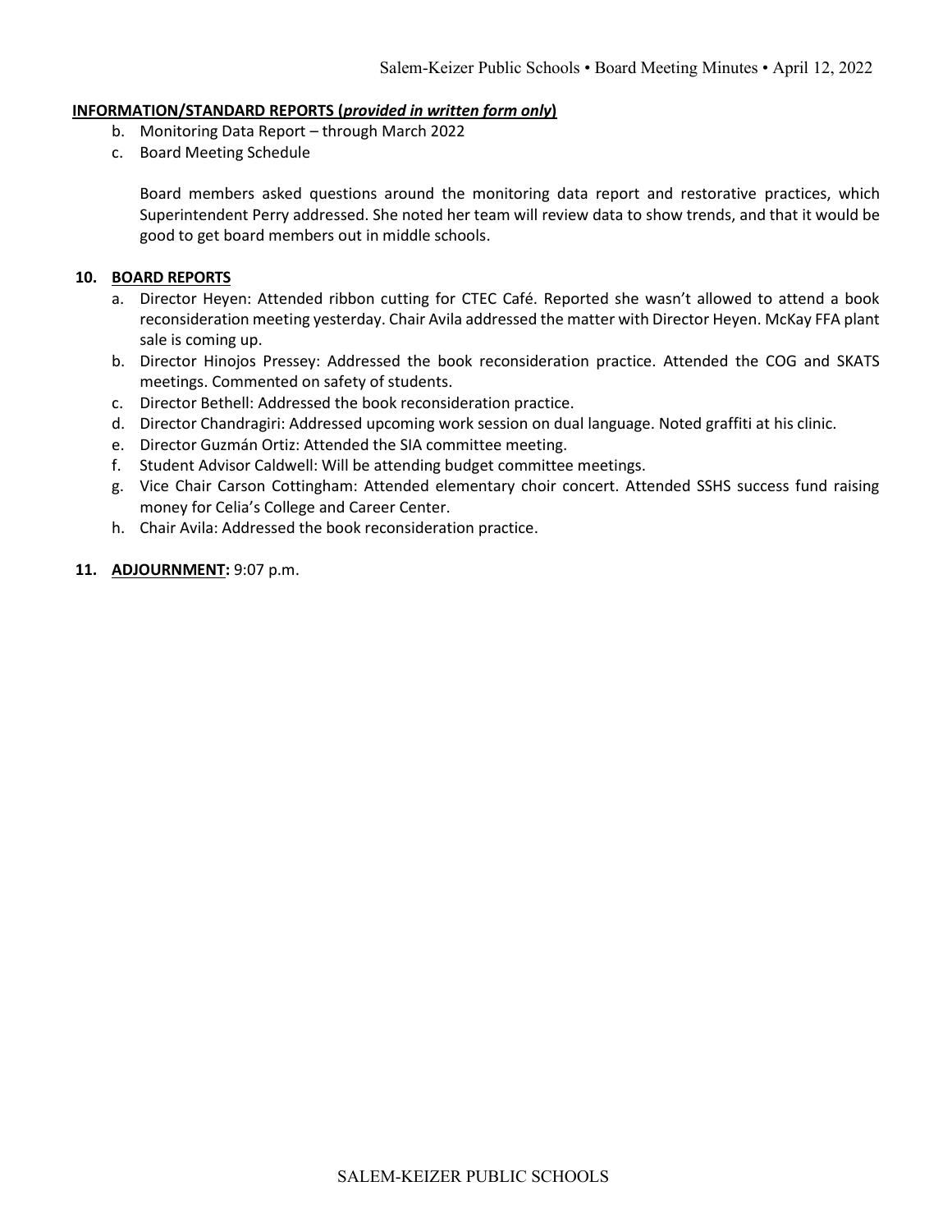**INFORMATION/STANDARD REPORTS (*provided in written form only*)**

b. Monitoring Data Report – through March 2022
c. Board Meeting Schedule

Board members asked questions around the monitoring data report and restorative practices, which Superintendent Perry addressed. She noted her team will review data to show trends, and that it would be good to get board members out in middle schools.

**10. BOARD REPORTS**

a. Director Heyen: Attended ribbon cutting for CTEC Café. Reported she wasn't allowed to attend a book reconsideration meeting yesterday. Chair Avila addressed the matter with Director Heyen. McKay FFA plant sale is coming up.
b. Director Hinojos Pressey: Addressed the book reconsideration practice. Attended the COG and SKATS meetings. Commented on safety of students.
c. Director Bethell: Addressed the book reconsideration practice.
d. Director Chandragiri: Addressed upcoming work session on dual language. Noted graffiti at his clinic.
e. Director Guzmán Ortiz: Attended the SIA committee meeting.
f. Student Advisor Caldwell: Will be attending budget committee meetings.
g. Vice Chair Carson Cottingham: Attended elementary choir concert. Attended SSHS success fund raising money for Celia's College and Career Center.
h. Chair Avila: Addressed the book reconsideration practice.

**11. ADJOURNMENT:** 9:07 p.m.